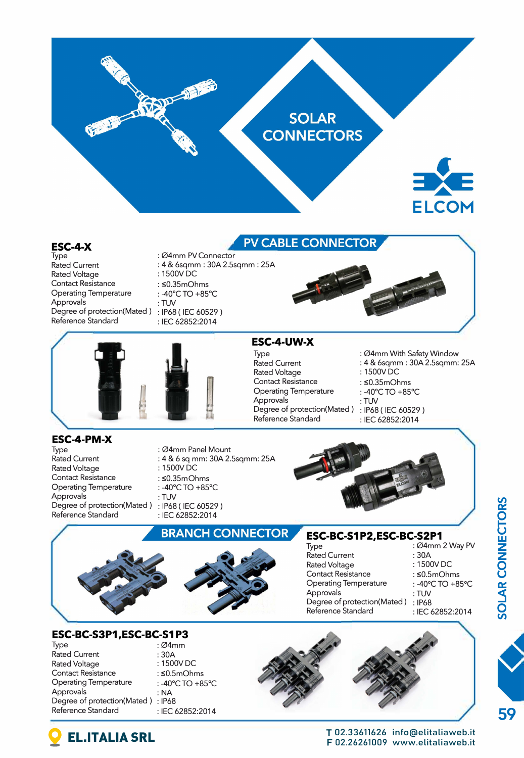# SOLAR CONNECTORS

ELCOM

## PV CABLE CONNECTOR

### ESC-4-X

| | |
|---|---|
| Type | : Ø4mm PV Connector |
| Rated Current | : 4 & 6sqmm : 30A 2.5sqmm : 25A |
| Rated Voltage | : 1500V DC |
| Contact Resistance | : ≤0.35mOhms |
| Operating Temperature | : -40°C TO +85°C |
| Approvals | : TUV |
| Degree of protection(Mated ) | : IP68 ( IEC 60529 ) |
| Reference Standard | : IEC 62852:2014 |

### ESC-4-UW-X

| | |
|---|---|
| Type | : Ø4mm With Safety Window |
| Rated Current | : 4 & 6sqmm : 30A 2.5sqmm: 25A |
| Rated Voltage | : 1500V DC |
| Contact Resistance | : ≤0.35mOhms |
| Operating Temperature | : -40°C TO +85°C |
| Approvals | : TUV |
| Degree of protection(Mated ) | : IP68 ( IEC 60529 ) |
| Reference Standard | : IEC 62852:2014 |

### ESC-4-PM-X

| | |
|---|---|
| Type | : Ø4mm Panel Mount |
| Rated Current | : 4 & 6 sq mm: 30A 2.5sqmm: 25A |
| Rated Voltage | : 1500V DC |
| Contact Resistance | : ≤0.35mOhms |
| Operating Temperature | : -40°C TO +85°C |
| Approvals | : TUV |
| Degree of protection(Mated ) | : IP68 ( IEC 60529 ) |
| Reference Standard | : IEC 62852:2014 |

## BRANCH CONNECTOR

### ESC-BC-S1P2,ESC-BC-S2P1

| | |
|---|---|
| Type | : Ø4mm 2 Way PV |
| Rated Current | : 30A |
| Rated Voltage | : 1500V DC |
| Contact Resistance | : ≤0.5mOhms |
| Operating Temperature | : -40°C TO +85°C |
| Approvals | : TUV |
| Degree of protection(Mated ) | : IP68 |
| Reference Standard | : IEC 62852:2014 |

### ESC-BC-S3P1,ESC-BC-S1P3

| | |
|---|---|
| Type | : Ø4mm |
| Rated Current | : 30A |
| Rated Voltage | : 1500V DC |
| Contact Resistance | : ≤0.5mOhms |
| Operating Temperature | : -40°C TO +85°C |
| Approvals | : NA |
| Degree of protection(Mated ) | : IP68 |
| Reference Standard | : IEC 62852:2014 |

**EL.ITALIA SRL**

T 02.33611626 info@elitaliaweb.it
F 02.26261009 www.elitaliaweb.it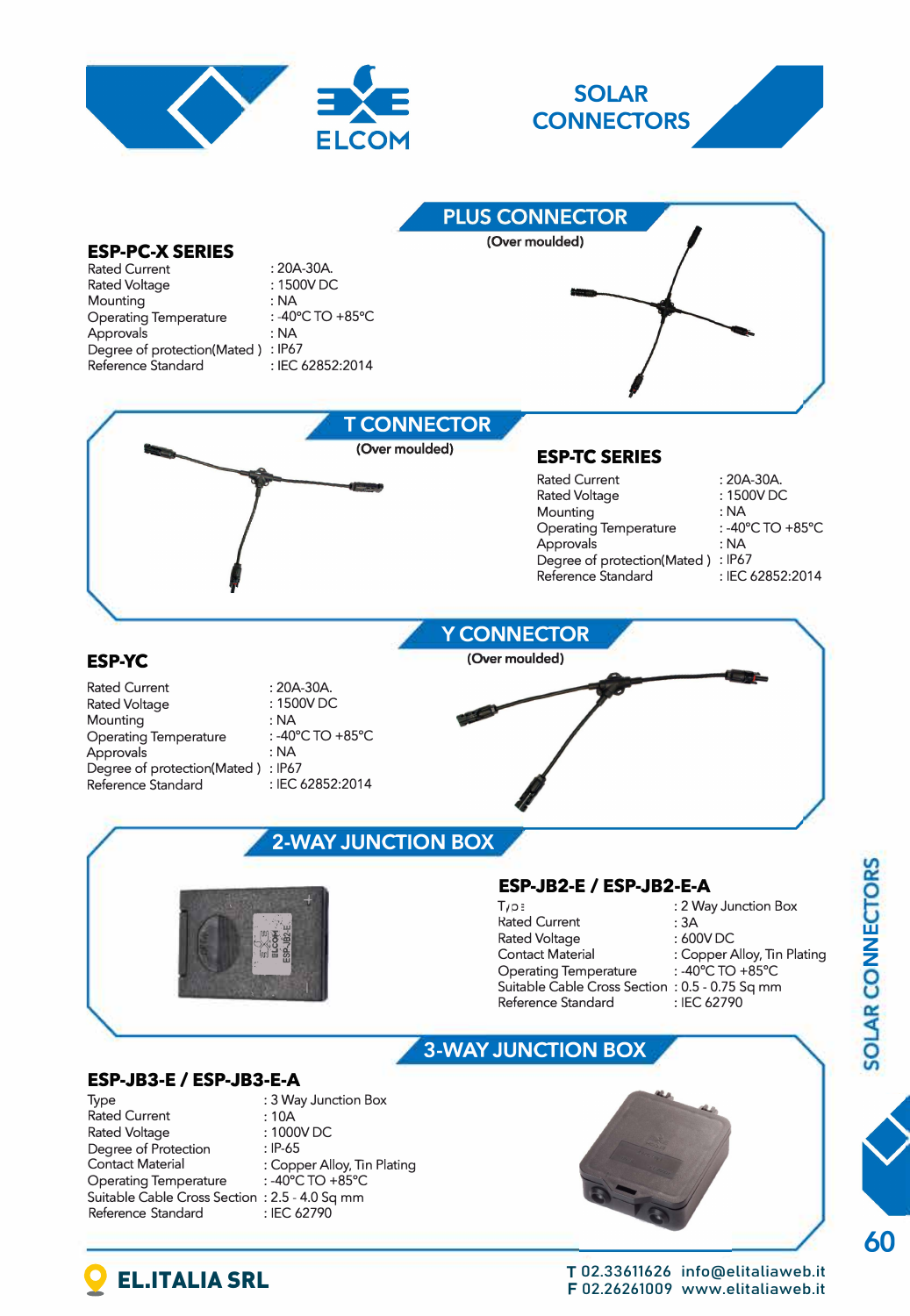# SOLAR CONNECTORS

## PLUS CONNECTOR

(Over moulded)

### ESP-PC-X SERIES

| | |
|---|---|
| Rated Current | : 20A-30A. |
| Rated Voltage | : 1500V DC |
| Mounting | : NA |
| Operating Temperature | : -40°C TO +85°C |
| Approvals | : NA |
| Degree of protection(Mated ) | : IP67 |
| Reference Standard | : IEC 62852:2014 |

## T CONNECTOR

(Over moulded)

### ESP-TC SERIES

| | |
|---|---|
| Rated Current | : 20A-30A. |
| Rated Voltage | : 1500V DC |
| Mounting | : NA |
| Operating Temperature | : -40°C TO +85°C |
| Approvals | : NA |
| Degree of protection(Mated ) | : IP67 |
| Reference Standard | : IEC 62852:2014 |

## Y CONNECTOR

(Over moulded)

### ESP-YC

| | |
|---|---|
| Rated Current | : 20A-30A. |
| Rated Voltage | : 1500V DC |
| Mounting | : NA |
| Operating Temperature | : -40°C TO +85°C |
| Approvals | : NA |
| Degree of protection(Mated ) | : IP67 |
| Reference Standard | : IEC 62852:2014 |

## 2-WAY JUNCTION BOX

### ESP-JB2-E / ESP-JB2-E-A

| | |
|---|---|
| Type | : 2 Way Junction Box |
| Rated Current | : 3A |
| Rated Voltage | : 600V DC |
| Contact Material | : Copper Alloy, Tin Plating |
| Operating Temperature | : -40°C TO +85°C |
| Suitable Cable Cross Section | : 0.5 - 0.75 Sq mm |
| Reference Standard | : IEC 62790 |

## 3-WAY JUNCTION BOX

### ESP-JB3-E / ESP-JB3-E-A

| | |
|---|---|
| Type | : 3 Way Junction Box |
| Rated Current | : 10A |
| Rated Voltage | : 1000V DC |
| Degree of Protection | : IP-65 |
| Contact Material | : Copper Alloy, Tin Plating |
| Operating Temperature | : -40°C TO +85°C |
| Suitable Cable Cross Section | : 2.5 - 4.0 Sq mm |
| Reference Standard | : IEC 62790 |

**EL.ITALIA SRL**

T 02.33611626 info@elitaliaweb.it
F 02.26261009 www.elitaliaweb.it